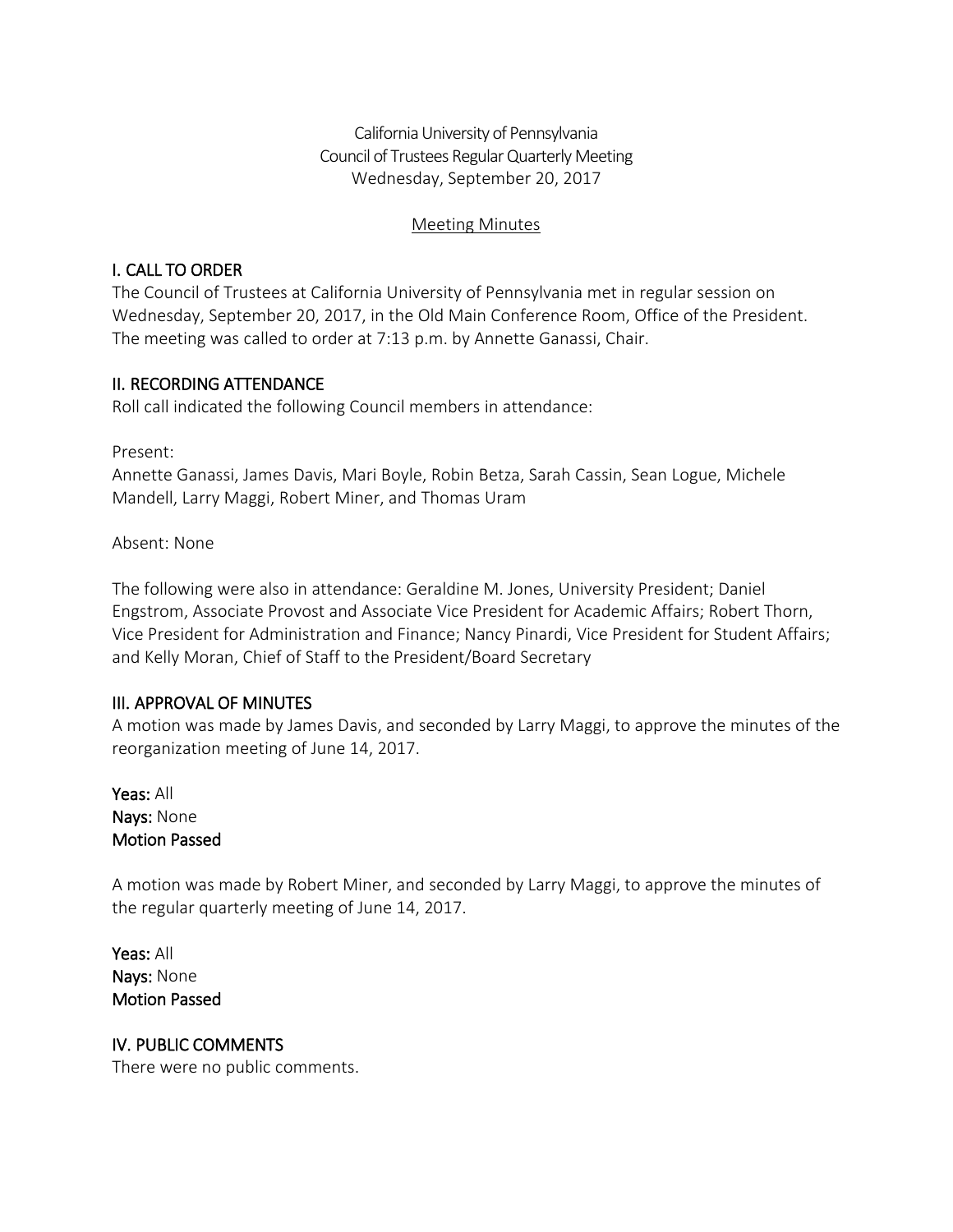California University of Pennsylvania
Council of Trustees Regular Quarterly Meeting
Wednesday, September 20, 2017

Meeting Minutes

## I. CALL TO ORDER

The Council of Trustees at California University of Pennsylvania met in regular session on Wednesday, September 20, 2017, in the Old Main Conference Room, Office of the President. The meeting was called to order at 7:13 p.m. by Annette Ganassi, Chair.

## II. RECORDING ATTENDANCE

Roll call indicated the following Council members in attendance:

Present:
Annette Ganassi, James Davis, Mari Boyle, Robin Betza, Sarah Cassin, Sean Logue, Michele Mandell, Larry Maggi, Robert Miner, and Thomas Uram

Absent: None

The following were also in attendance: Geraldine M. Jones, University President; Daniel Engstrom, Associate Provost and Associate Vice President for Academic Affairs; Robert Thorn, Vice President for Administration and Finance; Nancy Pinardi, Vice President for Student Affairs; and Kelly Moran, Chief of Staff to the President/Board Secretary

## III. APPROVAL OF MINUTES

A motion was made by James Davis, and seconded by Larry Maggi, to approve the minutes of the reorganization meeting of June 14, 2017.

**Yeas:** All
**Nays:** None
**Motion Passed**

A motion was made by Robert Miner, and seconded by Larry Maggi, to approve the minutes of the regular quarterly meeting of June 14, 2017.

**Yeas:** All
**Nays:** None
**Motion Passed**

## IV. PUBLIC COMMENTS

There were no public comments.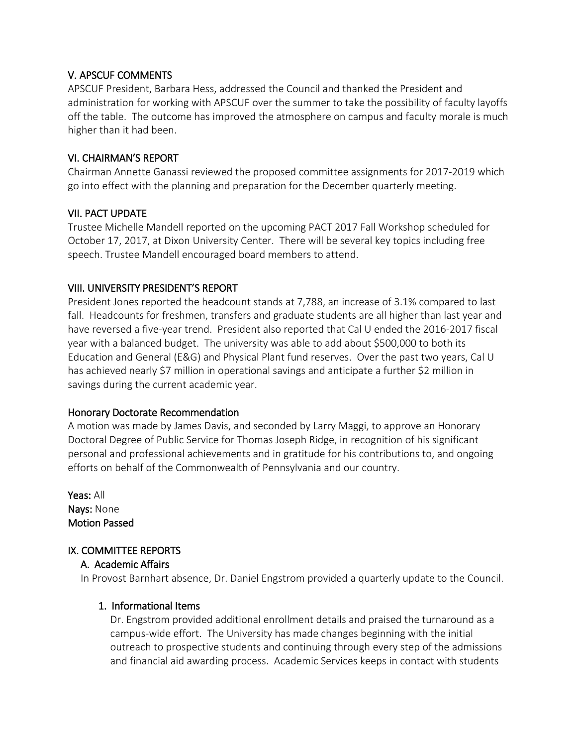## V. APSCUF COMMENTS

APSCUF President, Barbara Hess, addressed the Council and thanked the President and administration for working with APSCUF over the summer to take the possibility of faculty layoffs off the table. The outcome has improved the atmosphere on campus and faculty morale is much higher than it had been.

## VI. CHAIRMAN'S REPORT

Chairman Annette Ganassi reviewed the proposed committee assignments for 2017-2019 which go into effect with the planning and preparation for the December quarterly meeting.

## VII. PACT UPDATE

Trustee Michelle Mandell reported on the upcoming PACT 2017 Fall Workshop scheduled for October 17, 2017, at Dixon University Center. There will be several key topics including free speech. Trustee Mandell encouraged board members to attend.

## VIII. UNIVERSITY PRESIDENT'S REPORT

President Jones reported the headcount stands at 7,788, an increase of 3.1% compared to last fall. Headcounts for freshmen, transfers and graduate students are all higher than last year and have reversed a five-year trend. President also reported that Cal U ended the 2016-2017 fiscal year with a balanced budget. The university was able to add about $500,000 to both its Education and General (E&G) and Physical Plant fund reserves. Over the past two years, Cal U has achieved nearly $7 million in operational savings and anticipate a further $2 million in savings during the current academic year.

### Honorary Doctorate Recommendation

A motion was made by James Davis, and seconded by Larry Maggi, to approve an Honorary Doctoral Degree of Public Service for Thomas Joseph Ridge, in recognition of his significant personal and professional achievements and in gratitude for his contributions to, and ongoing efforts on behalf of the Commonwealth of Pennsylvania and our country.

**Yeas:** All
**Nays:** None
**Motion Passed**

## IX. COMMITTEE REPORTS

### A. Academic Affairs

In Provost Barnhart absence, Dr. Daniel Engstrom provided a quarterly update to the Council.

#### 1. Informational Items

Dr. Engstrom provided additional enrollment details and praised the turnaround as a campus-wide effort. The University has made changes beginning with the initial outreach to prospective students and continuing through every step of the admissions and financial aid awarding process. Academic Services keeps in contact with students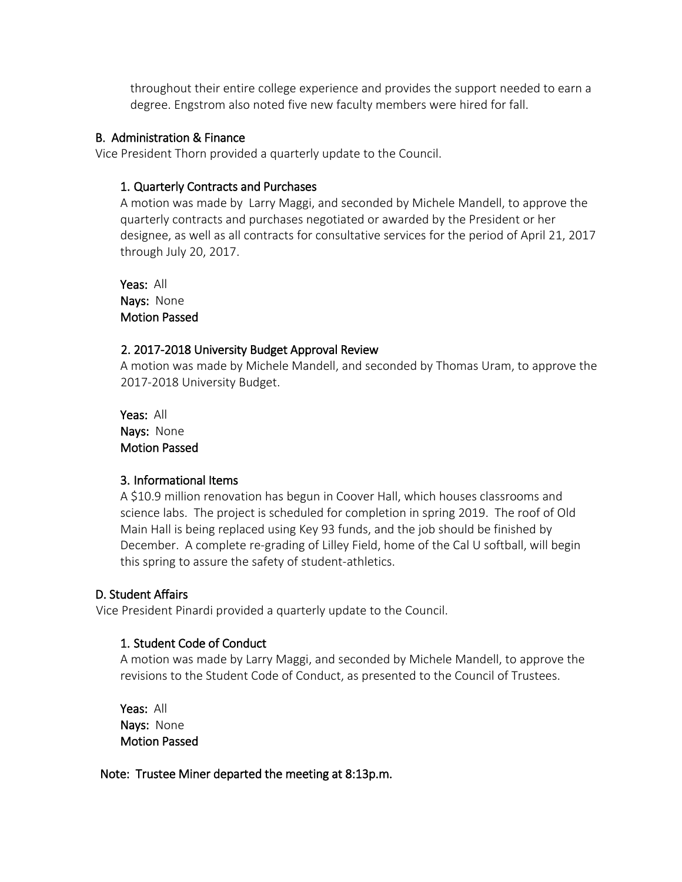throughout their entire college experience and provides the support needed to earn a degree. Engstrom also noted five new faculty members were hired for fall.

### B. Administration & Finance

Vice President Thorn provided a quarterly update to the Council.

#### 1. Quarterly Contracts and Purchases

A motion was made by Larry Maggi, and seconded by Michele Mandell, to approve the quarterly contracts and purchases negotiated or awarded by the President or her designee, as well as all contracts for consultative services for the period of April 21, 2017 through July 20, 2017.

**Yeas:** All
**Nays:** None
**Motion Passed**

#### 2. 2017-2018 University Budget Approval Review

A motion was made by Michele Mandell, and seconded by Thomas Uram, to approve the 2017-2018 University Budget.

**Yeas:** All
**Nays:** None
**Motion Passed**

#### 3. Informational Items

A $10.9 million renovation has begun in Coover Hall, which houses classrooms and science labs. The project is scheduled for completion in spring 2019. The roof of Old Main Hall is being replaced using Key 93 funds, and the job should be finished by December. A complete re-grading of Lilley Field, home of the Cal U softball, will begin this spring to assure the safety of student-athletics.

### D. Student Affairs

Vice President Pinardi provided a quarterly update to the Council.

#### 1. Student Code of Conduct

A motion was made by Larry Maggi, and seconded by Michele Mandell, to approve the revisions to the Student Code of Conduct, as presented to the Council of Trustees.

**Yeas:** All
**Nays:** None
**Motion Passed**

**Note: Trustee Miner departed the meeting at 8:13p.m.**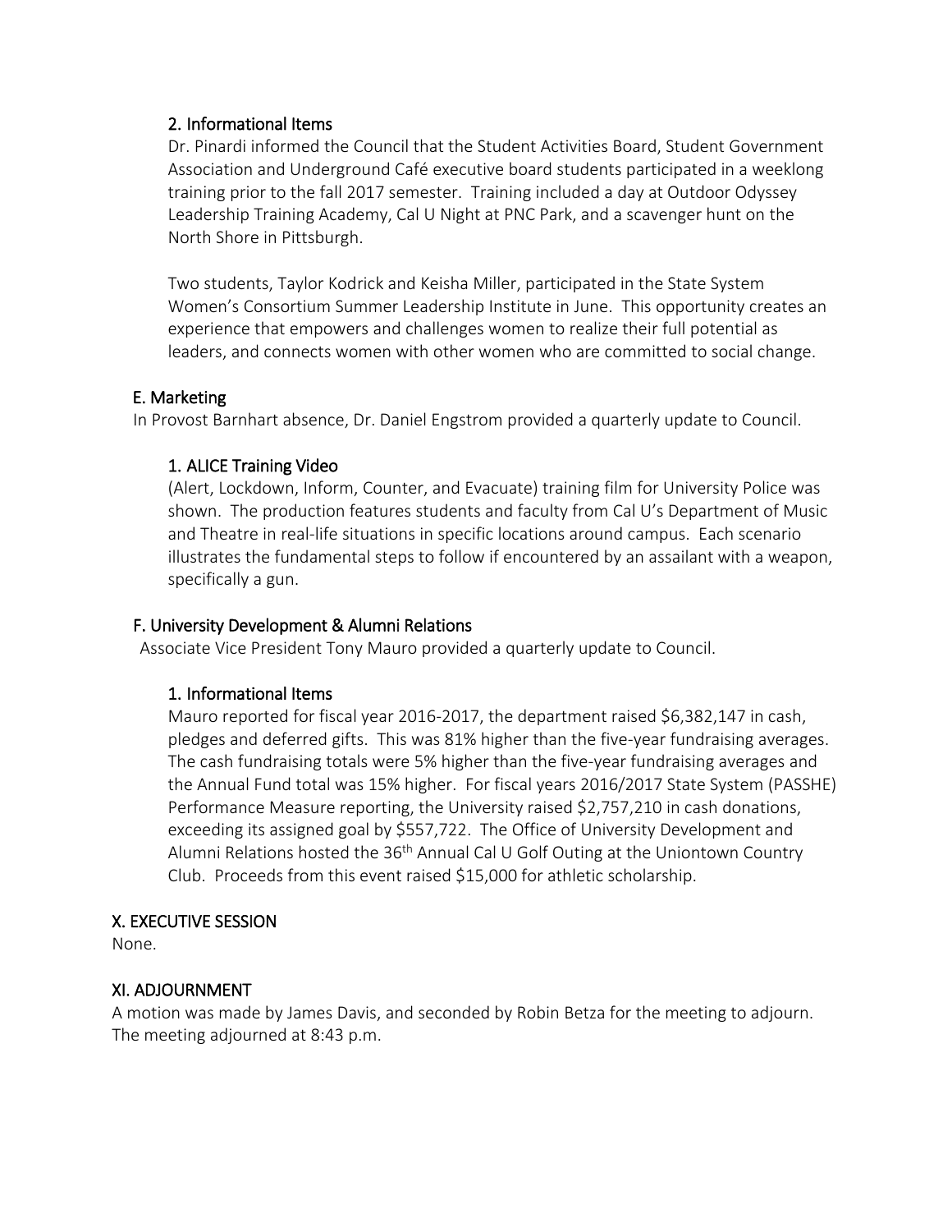### 2. Informational Items

Dr. Pinardi informed the Council that the Student Activities Board, Student Government Association and Underground Café executive board students participated in a weeklong training prior to the fall 2017 semester. Training included a day at Outdoor Odyssey Leadership Training Academy, Cal U Night at PNC Park, and a scavenger hunt on the North Shore in Pittsburgh.

Two students, Taylor Kodrick and Keisha Miller, participated in the State System Women's Consortium Summer Leadership Institute in June. This opportunity creates an experience that empowers and challenges women to realize their full potential as leaders, and connects women with other women who are committed to social change.

## E. Marketing

In Provost Barnhart absence, Dr. Daniel Engstrom provided a quarterly update to Council.

### 1. ALICE Training Video

(Alert, Lockdown, Inform, Counter, and Evacuate) training film for University Police was shown. The production features students and faculty from Cal U's Department of Music and Theatre in real-life situations in specific locations around campus. Each scenario illustrates the fundamental steps to follow if encountered by an assailant with a weapon, specifically a gun.

## F. University Development & Alumni Relations

Associate Vice President Tony Mauro provided a quarterly update to Council.

### 1. Informational Items

Mauro reported for fiscal year 2016-2017, the department raised $6,382,147 in cash, pledges and deferred gifts. This was 81% higher than the five-year fundraising averages. The cash fundraising totals were 5% higher than the five-year fundraising averages and the Annual Fund total was 15% higher. For fiscal years 2016/2017 State System (PASSHE) Performance Measure reporting, the University raised $2,757,210 in cash donations, exceeding its assigned goal by $557,722. The Office of University Development and Alumni Relations hosted the 36th Annual Cal U Golf Outing at the Uniontown Country Club. Proceeds from this event raised $15,000 for athletic scholarship.

## X. EXECUTIVE SESSION

None.

## XI. ADJOURNMENT

A motion was made by James Davis, and seconded by Robin Betza for the meeting to adjourn. The meeting adjourned at 8:43 p.m.